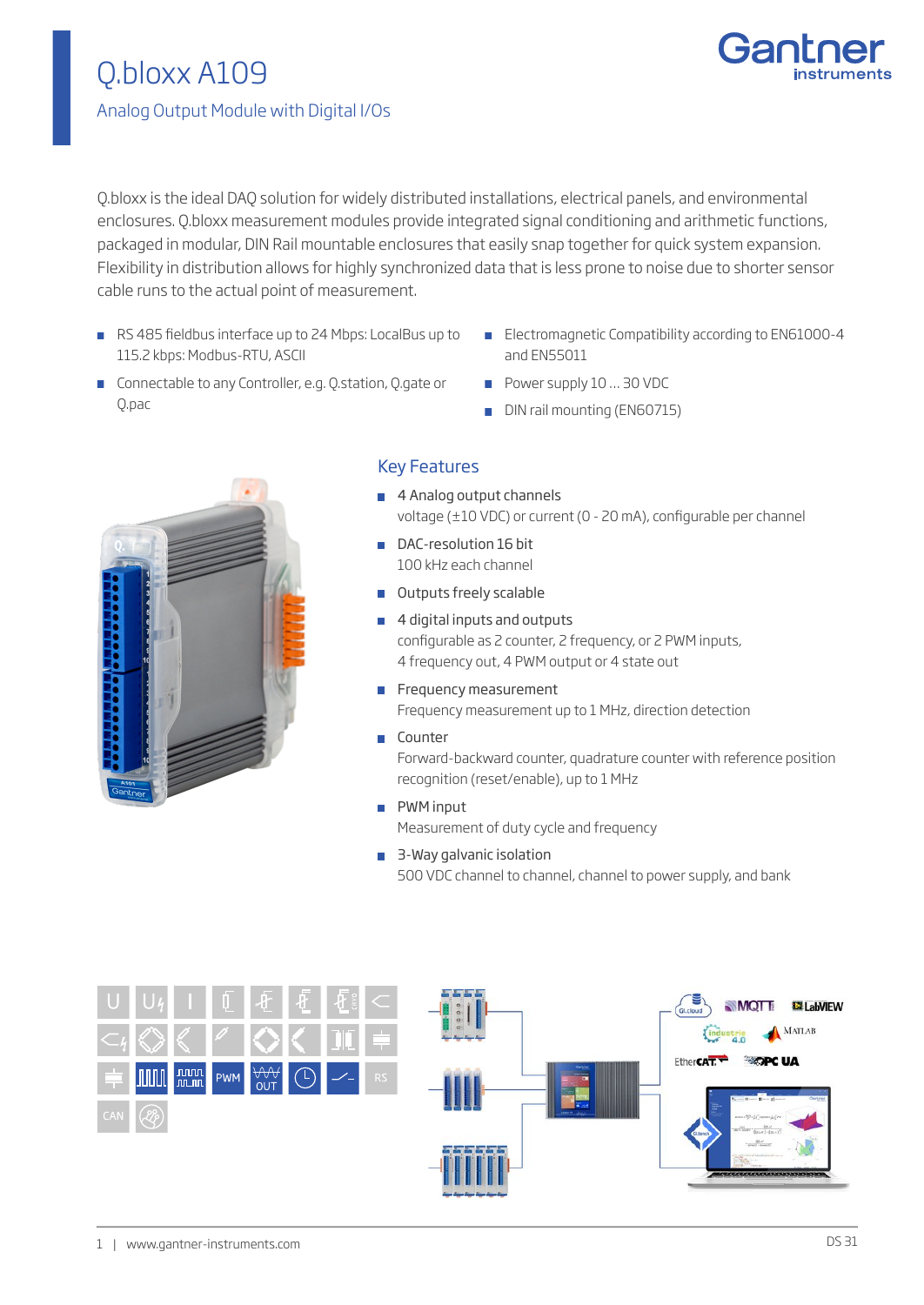# Q.bloxx A109

## Analog Output Module with Digital I/Os

Q.bloxx is the ideal DAQ solution for widely distributed installations, electrical panels, and environmental enclosures. Q.bloxx measurement modules provide integrated signal conditioning and arithmetic functions, packaged in modular, DIN Rail mountable enclosures that easily snap together for quick system expansion. Flexibility in distribution allows for highly synchronized data that is less prone to noise due to shorter sensor cable runs to the actual point of measurement.

- RS 485 fieldbus interface up to 24 Mbps: LocalBus up to 115.2 kbps: Modbus-RTU, ASCII
- Connectable to any Controller, e.g. Q.station, Q.gate or Q.pac
- Electromagnetic Compatibility according to EN61000-4 and EN55011
- Power supply 10 ... 30 VDC
- DIN rail mounting (EN60715)

## Key Features

- 4 Analog output channels
  voltage (±10 VDC) or current (0 - 20 mA), configurable per channel
- DAC-resolution 16 bit
  100 kHz each channel
- Outputs freely scalable
- 4 digital inputs and outputs
  configurable as 2 counter, 2 frequency, or 2 PWM inputs,
  4 frequency out, 4 PWM output or 4 state out
- Frequency measurement
  Frequency measurement up to 1 MHz, direction detection
- Counter
  Forward-backward counter, quadrature counter with reference position recognition (reset/enable), up to 1 MHz
- PWM input
  Measurement of duty cycle and frequency
- 3-Way galvanic isolation
  500 VDC channel to channel, channel to power supply, and bank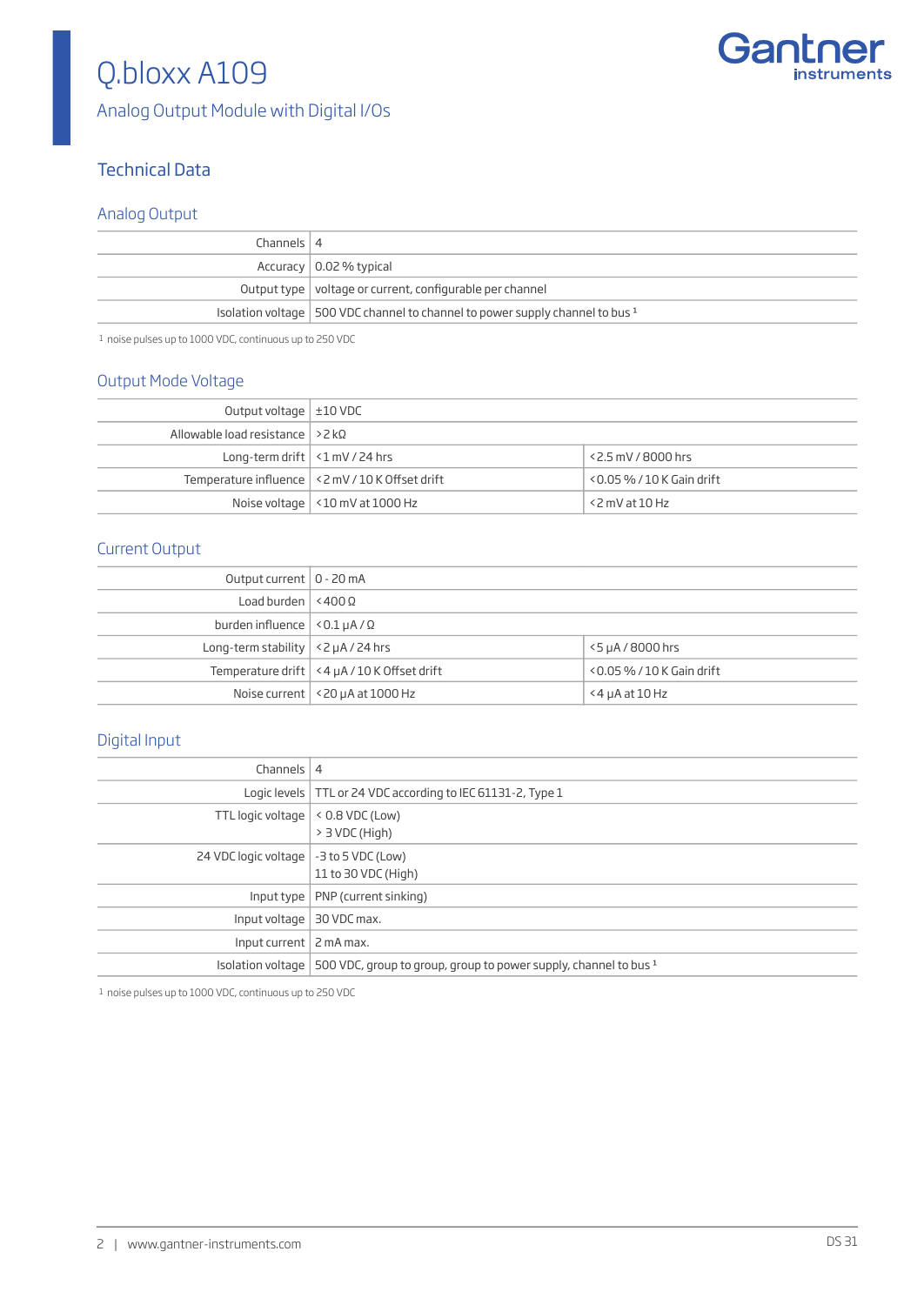# Q.bloxx A109

Analog Output Module with Digital I/Os

## Technical Data

### Analog Output

| | |
|---|---|
| Channels | 4 |
| Accuracy | 0.02 % typical |
| Output type | voltage or current, configurable per channel |
| Isolation voltage | 500 VDC channel to channel to power supply channel to bus [1] |

[1] noise pulses up to 1000 VDC, continuous up to 250 VDC

### Output Mode Voltage

| | | |
|---|---|---|
| Output voltage | ±10 VDC | |
| Allowable load resistance | >2 kΩ | |
| Long-term drift | <1 mV / 24 hrs | <2.5 mV / 8000 hrs |
| Temperature influence | <2 mV / 10 K Offset drift | <0.05 % / 10 K Gain drift |
| Noise voltage | <10 mV at 1000 Hz | <2 mV at 10 Hz |

### Current Output

| | | |
|---|---|---|
| Output current | 0 - 20 mA | |
| Load burden | <400 Ω | |
| burden influence | <0.1 µA / Ω | |
| Long-term stability | <2 µA / 24 hrs | <5 µA / 8000 hrs |
| Temperature drift | <4 µA / 10 K Offset drift | <0.05 % / 10 K Gain drift |
| Noise current | <20 µA at 1000 Hz | <4 µA at 10 Hz |

### Digital Input

| | |
|---|---|
| Channels | 4 |
| Logic levels | TTL or 24 VDC according to IEC 61131-2, Type 1 |
| TTL logic voltage | < 0.8 VDC (Low)<br>> 3 VDC (High) |
| 24 VDC logic voltage | -3 to 5 VDC (Low)<br>11 to 30 VDC (High) |
| Input type | PNP (current sinking) |
| Input voltage | 30 VDC max. |
| Input current | 2 mA max. |
| Isolation voltage | 500 VDC, group to group, group to power supply, channel to bus [1] |

[1] noise pulses up to 1000 VDC, continuous up to 250 VDC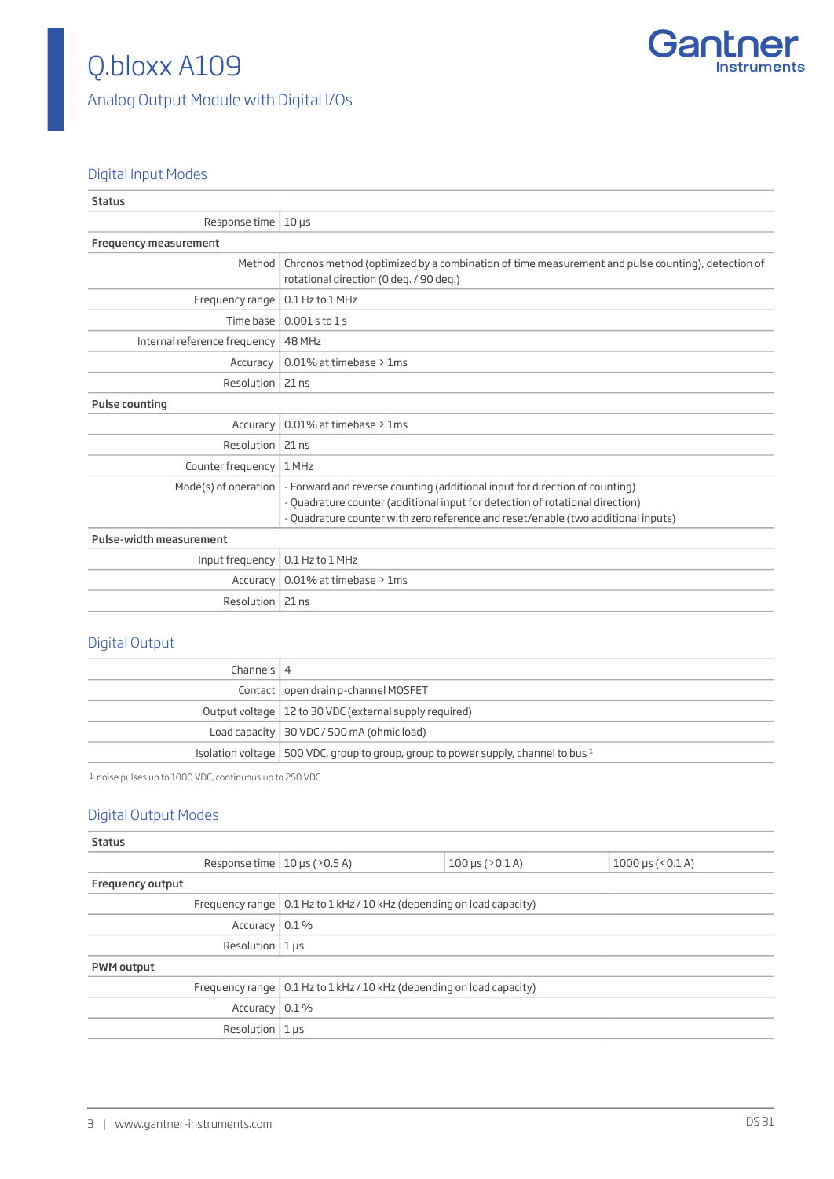# Q.bloxx A109

## Analog Output Module with Digital I/Os

### Digital Input Modes

| | |
|---|---|
| **Status** | |
| Response time | 10 µs |
| **Frequency measurement** | |
| Method | Chronos method (optimized by a combination of time measurement and pulse counting), detection of rotational direction (0 deg. / 90 deg.) |
| Frequency range | 0.1 Hz to 1 MHz |
| Time base | 0.001 s to 1 s |
| Internal reference frequency | 48 MHz |
| Accuracy | 0.01% at timebase > 1ms |
| Resolution | 21 ns |
| **Pulse counting** | |
| Accuracy | 0.01% at timebase > 1ms |
| Resolution | 21 ns |
| Counter frequency | 1 MHz |
| Mode(s) of operation | - Forward and reverse counting (additional input for direction of counting)<br>- Quadrature counter (additional input for detection of rotational direction)<br>- Quadrature counter with zero reference and reset/enable (two additional inputs) |
| **Pulse-width measurement** | |
| Input frequency | 0.1 Hz to 1 MHz |
| Accuracy | 0.01% at timebase > 1ms |
| Resolution | 21 ns |

### Digital Output

| | |
|---|---|
| Channels | 4 |
| Contact | open drain p-channel MOSFET |
| Output voltage | 12 to 30 VDC (external supply required) |
| Load capacity | 30 VDC / 500 mA (ohmic load) |
| Isolation voltage | 500 VDC, group to group, group to power supply, channel to bus [1] |

[1] noise pulses up to 1000 VDC, continuous up to 250 VDC

### Digital Output Modes

| | | | |
|---|---|---|---|
| **Status** | | | |
| Response time | 10 µs (>0.5 A) | 100 µs (>0.1 A) | 1000 µs (<0.1 A) |
| **Frequency output** | | | |
| Frequency range | 0.1 Hz to 1 kHz / 10 kHz (depending on load capacity) | | |
| Accuracy | 0.1 % | | |
| Resolution | 1 µs | | |
| **PWM output** | | | |
| Frequency range | 0.1 Hz to 1 kHz / 10 kHz (depending on load capacity) | | |
| Accuracy | 0.1 % | | |
| Resolution | 1 µs | | |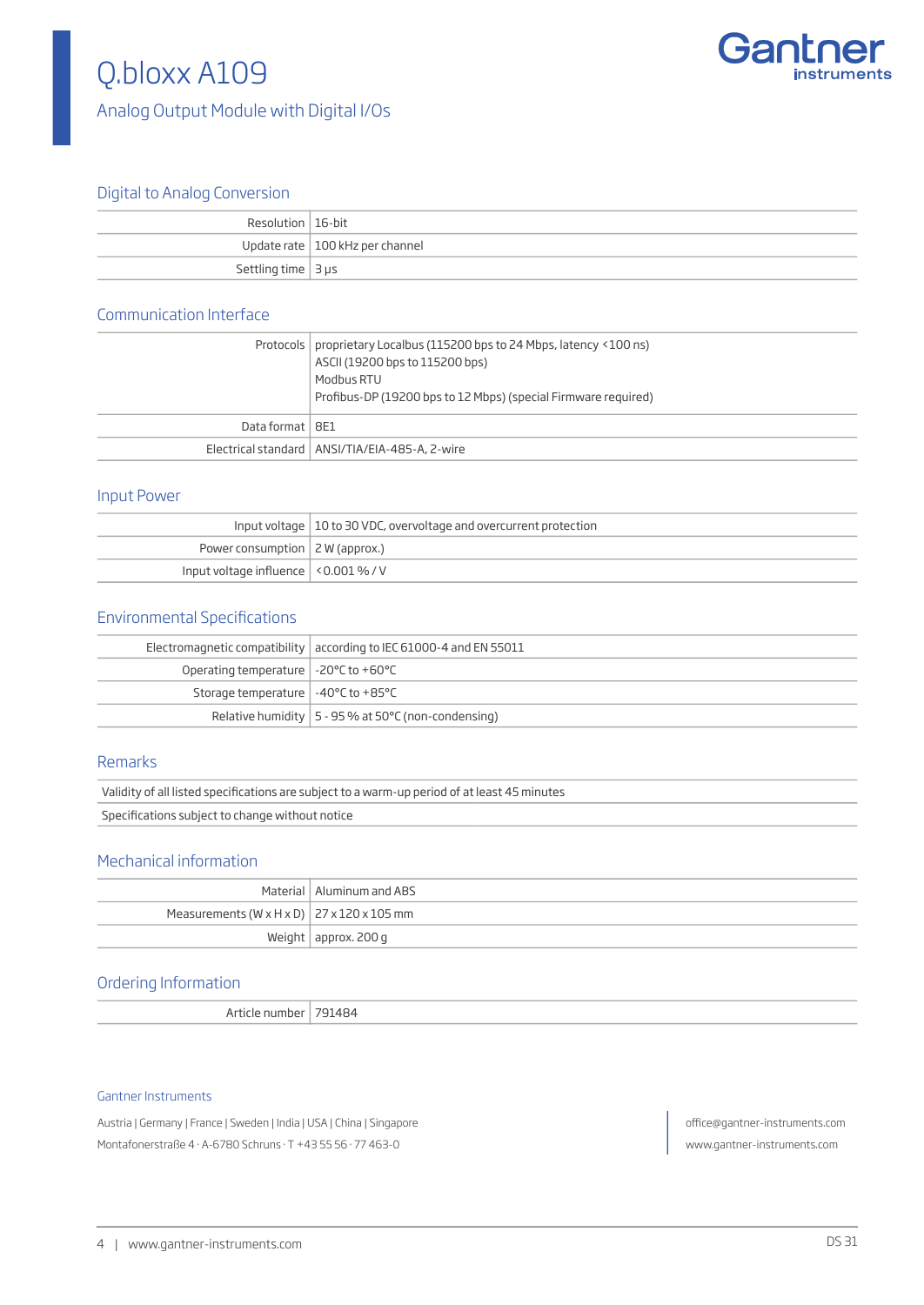# Q.bloxx A109

Analog Output Module with Digital I/Os

## Digital to Analog Conversion

| | |
|---|---|
| Resolution | 16-bit |
| Update rate | 100 kHz per channel |
| Settling time | 3 µs |

## Communication Interface

| | |
|---|---|
| Protocols | proprietary Localbus (115200 bps to 24 Mbps, latency <100 ns)<br>ASCII (19200 bps to 115200 bps)<br>Modbus RTU<br>Profibus-DP (19200 bps to 12 Mbps) (special Firmware required) |
| Data format | 8E1 |
| Electrical standard | ANSI/TIA/EIA-485-A, 2-wire |

## Input Power

| | |
|---|---|
| Input voltage | 10 to 30 VDC, overvoltage and overcurrent protection |
| Power consumption | 2 W (approx.) |
| Input voltage influence | <0.001 % / V |

## Environmental Specifications

| | |
|---|---|
| Electromagnetic compatibility | according to IEC 61000-4 and EN 55011 |
| Operating temperature | -20°C to +60°C |
| Storage temperature | -40°C to +85°C |
| Relative humidity | 5 - 95 % at 50°C (non-condensing) |

## Remarks

Validity of all listed specifications are subject to a warm-up period of at least 45 minutes

Specifications subject to change without notice

## Mechanical information

| | |
|---|---|
| Material | Aluminum and ABS |
| Measurements (W x H x D) | 27 x 120 x 105 mm |
| Weight | approx. 200 g |

## Ordering Information

| | |
|---|---|
| Article number | 791484 |

Gantner Instruments

Austria | Germany | France | Sweden | India | USA | China | Singapore

Montafonerstraße 4 · A-6780 Schruns · T +43 55 56 · 77 463-0

office@gantner-instruments.com

www.gantner-instruments.com

DS 31